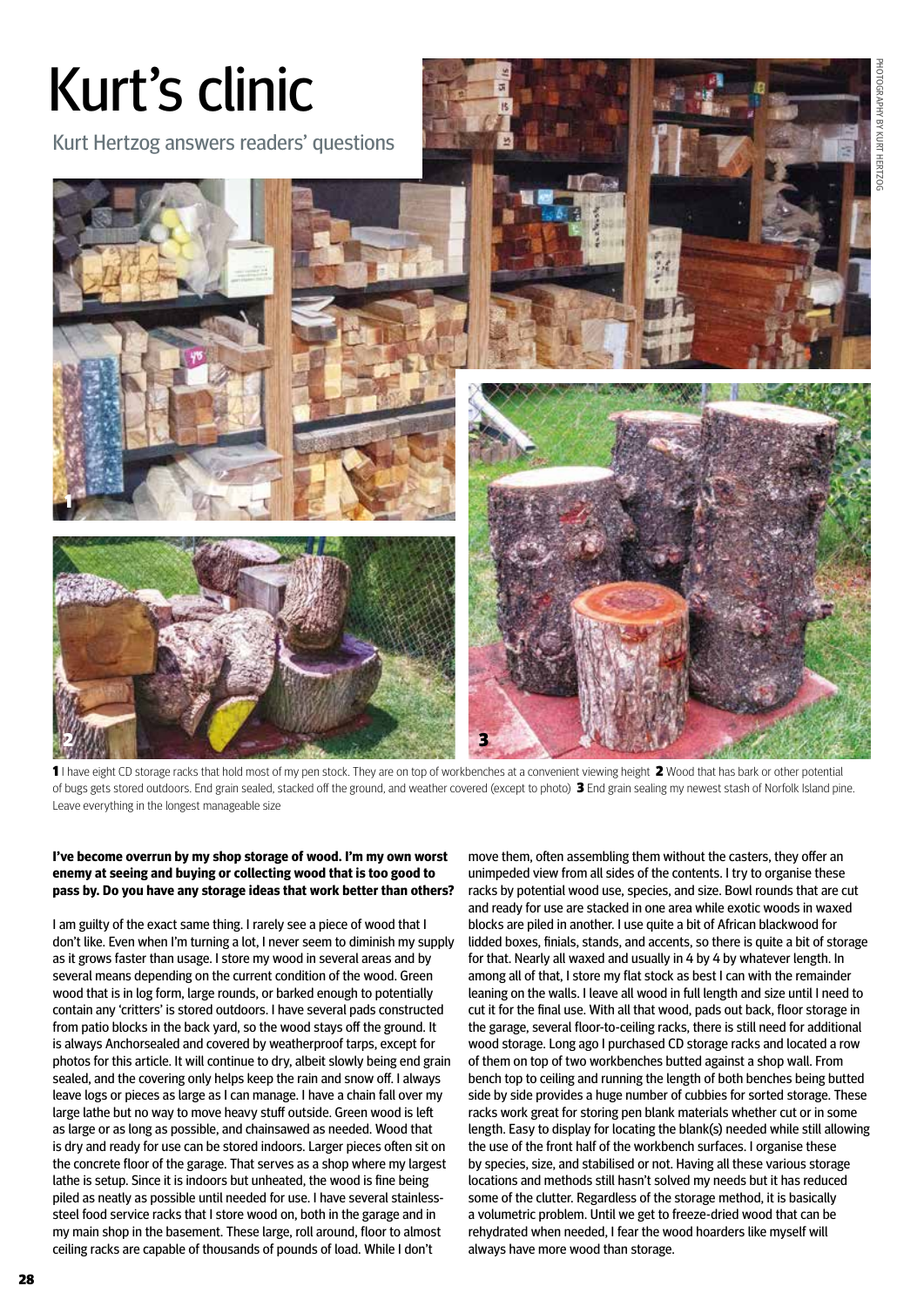# Kurt's clinic

Kurt Hertzog answers readers' questions

**1** I have eight CD storage racks that hold most of my pen stock. They are on top of workbenches at a convenient viewing height **2** Wood that has bark or other potential of bugs gets stored outdoors. End grain sealed, stacked off the ground, and weather covered (except to photo) **3** End grain sealing my newest stash of Norfolk Island pine. Leave everything in the longest manageable size

**I've become overrun by my shop storage of wood. I'm my own worst enemy at seeing and buying or collecting wood that is too good to pass by. Do you have any storage ideas that work better than others?**

I am guilty of the exact same thing. I rarely see a piece of wood that I don't like. Even when I'm turning a lot, I never seem to diminish my supply as it grows faster than usage. I store my wood in several areas and by several means depending on the current condition of the wood. Green wood that is in log form, large rounds, or barked enough to potentially contain any 'critters' is stored outdoors. I have several pads constructed from patio blocks in the back yard, so the wood stays off the ground. It is always Anchorsealed and covered by weatherproof tarps, except for photos for this article. It will continue to dry, albeit slowly being end grain sealed, and the covering only helps keep the rain and snow off. I always leave logs or pieces as large as I can manage. I have a chain fall over my large lathe but no way to move heavy stuff outside. Green wood is left as large or as long as possible, and chainsawed as needed. Wood that is dry and ready for use can be stored indoors. Larger pieces often sit on the concrete floor of the garage. That serves as a shop where my largest lathe is setup. Since it is indoors but unheated, the wood is fine being piled as neatly as possible until needed for use. I have several stainless-steel food service racks that I store wood on, both in the garage and in my main shop in the basement. These large, roll around, floor to almost ceiling racks are capable of thousands of pounds of load. While I don't move them, often assembling them without the casters, they offer an unimpeded view from all sides of the contents. I try to organise these racks by potential wood use, species, and size. Bowl rounds that are cut and ready for use are stacked in one area while exotic woods in waxed blocks are piled in another. I use quite a bit of African blackwood for lidded boxes, finials, stands, and accents, so there is quite a bit of storage for that. Nearly all waxed and usually in 4 by 4 by whatever length. In among all of that, I store my flat stock as best I can with the remainder leaning on the walls. I leave all wood in full length and size until I need to cut it for the final use. With all that wood, pads out back, floor storage in the garage, several floor-to-ceiling racks, there is still need for additional wood storage. Long ago I purchased CD storage racks and located a row of them on top of two workbenches butted against a shop wall. From bench top to ceiling and running the length of both benches being butted side by side provides a huge number of cubbies for sorted storage. These racks work great for storing pen blank materials whether cut or in some length. Easy to display for locating the blank(s) needed while still allowing the use of the front half of the workbench surfaces. I organise these by species, size, and stabilised or not. Having all these various storage locations and methods still hasn't solved my needs but it has reduced some of the clutter. Regardless of the storage method, it is basically a volumetric problem. Until we get to freeze-dried wood that can be rehydrated when needed, I fear the wood hoarders like myself will always have more wood than storage.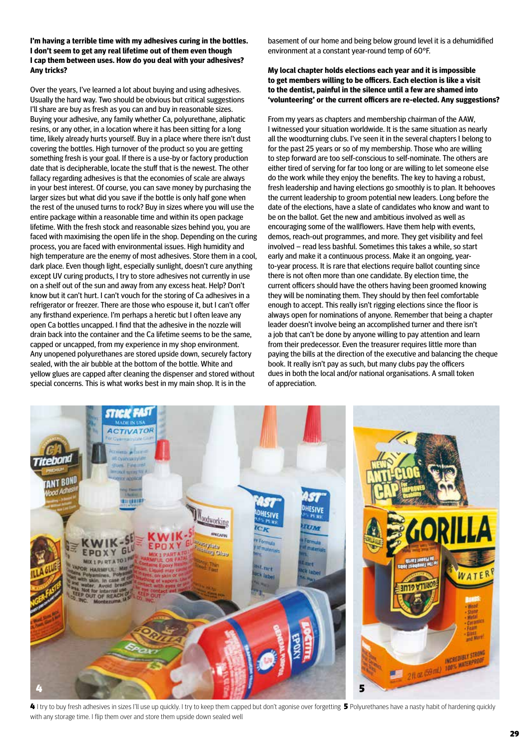**I'm having a terrible time with my adhesives curing in the bottles. I don't seem to get any real lifetime out of them even though I cap them between uses. How do you deal with your adhesives? Any tricks?**

Over the years, I've learned a lot about buying and using adhesives. Usually the hard way. Two should be obvious but critical suggestions I'll share are buy as fresh as you can and buy in reasonable sizes. Buying your adhesive, any family whether Ca, polyurethane, aliphatic resins, or any other, in a location where it has been sitting for a long time, likely already hurts yourself. Buy in a place where there isn't dust covering the bottles. High turnover of the product so you are getting something fresh is your goal. If there is a use-by or factory production date that is decipherable, locate the stuff that is the newest. The other fallacy regarding adhesives is that the economies of scale are always in your best interest. Of course, you can save money by purchasing the larger sizes but what did you save if the bottle is only half gone when the rest of the unused turns to rock? Buy in sizes where you will use the entire package within a reasonable time and within its open package lifetime. With the fresh stock and reasonable sizes behind you, you are faced with maximising the open life in the shop. Depending on the curing process, you are faced with environmental issues. High humidity and high temperature are the enemy of most adhesives. Store them in a cool, dark place. Even though light, especially sunlight, doesn't cure anything except UV curing products, I try to store adhesives not currently in use on a shelf out of the sun and away from any excess heat. Help? Don't know but it can't hurt. I can't vouch for the storing of Ca adhesives in a refrigerator or freezer. There are those who espouse it, but I can't offer any firsthand experience. I'm perhaps a heretic but I often leave any open Ca bottles uncapped. I find that the adhesive in the nozzle will drain back into the container and the Ca lifetime seems to be the same, capped or uncapped, from my experience in my shop environment. Any unopened polyurethanes are stored upside down, securely factory sealed, with the air bubble at the bottom of the bottle. White and yellow glues are capped after cleaning the dispenser and stored without special concerns. This is what works best in my main shop. It is in the basement of our home and being below ground level it is a dehumidified environment at a constant year-round temp of 60°F.

**My local chapter holds elections each year and it is impossible to get members willing to be officers. Each election is like a visit to the dentist, painful in the silence until a few are shamed into 'volunteering' or the current officers are re-elected. Any suggestions?**

From my years as chapters and membership chairman of the AAW, I witnessed your situation worldwide. It is the same situation as nearly all the woodturning clubs. I've seen it in the several chapters I belong to for the past 25 years or so of my membership. Those who are willing to step forward are too self-conscious to self-nominate. The others are either tired of serving for far too long or are willing to let someone else do the work while they enjoy the benefits. The key to having a robust, fresh leadership and having elections go smoothly is to plan. It behooves the current leadership to groom potential new leaders. Long before the date of the elections, have a slate of candidates who know and want to be on the ballot. Get the new and ambitious involved as well as encouraging some of the wallflowers. Have them help with events, demos, reach-out programmes, and more. They get visibility and feel involved – read less bashful. Sometimes this takes a while, so start early and make it a continuous process. Make it an ongoing, year-to-year process. It is rare that elections require ballot counting since there is not often more than one candidate. By election time, the current officers should have the others having been groomed knowing they will be nominating them. They should by then feel comfortable enough to accept. This really isn't rigging elections since the floor is always open for nominations of anyone. Remember that being a chapter leader doesn't involve being an accomplished turner and there isn't a job that can't be done by anyone willing to pay attention and learn from their predecessor. Even the treasurer requires little more than paying the bills at the direction of the executive and balancing the cheque book. It really isn't pay as such, but many clubs pay the officers dues in both the local and/or national organisations. A small token of appreciation.

**4** I try to buy fresh adhesives in sizes I'll use up quickly. I try to keep them capped but don't agonise over forgetting

**5** Polyurethanes have a nasty habit of hardening quickly with any storage time. I flip them over and store them upside down sealed well